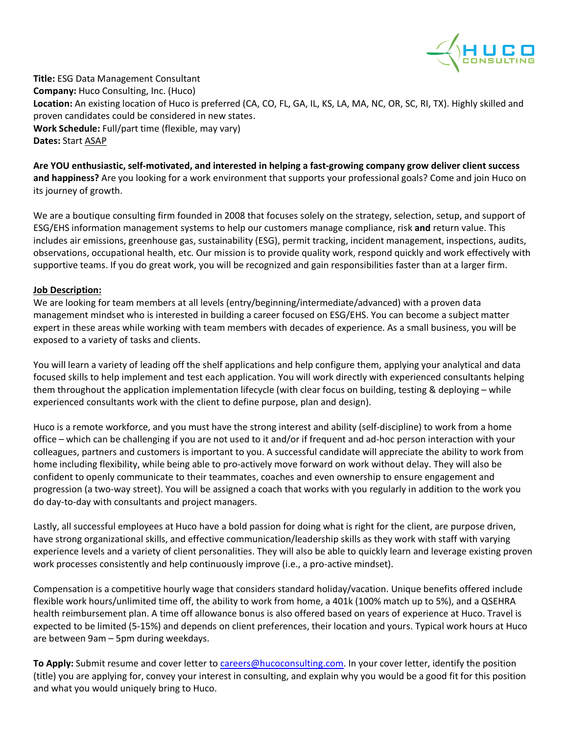**Title:** ESG Data Management Consultant
**Company:** Huco Consulting, Inc. (Huco)
**Location:** An existing location of Huco is preferred (CA, CO, FL, GA, IL, KS, LA, MA, NC, OR, SC, RI, TX). Highly skilled and proven candidates could be considered in new states.
**Work Schedule:** Full/part time (flexible, may vary)
**Dates:** Start ASAP

**Are YOU enthusiastic, self-motivated, and interested in helping a fast-growing company grow deliver client success and happiness?** Are you looking for a work environment that supports your professional goals? Come and join Huco on its journey of growth.

We are a boutique consulting firm founded in 2008 that focuses solely on the strategy, selection, setup, and support of ESG/EHS information management systems to help our customers manage compliance, risk **and** return value. This includes air emissions, greenhouse gas, sustainability (ESG), permit tracking, incident management, inspections, audits, observations, occupational health, etc. Our mission is to provide quality work, respond quickly and work effectively with supportive teams. If you do great work, you will be recognized and gain responsibilities faster than at a larger firm.

**Job Description:**

We are looking for team members at all levels (entry/beginning/intermediate/advanced) with a proven data management mindset who is interested in building a career focused on ESG/EHS. You can become a subject matter expert in these areas while working with team members with decades of experience. As a small business, you will be exposed to a variety of tasks and clients.

You will learn a variety of leading off the shelf applications and help configure them, applying your analytical and data focused skills to help implement and test each application. You will work directly with experienced consultants helping them throughout the application implementation lifecycle (with clear focus on building, testing & deploying – while experienced consultants work with the client to define purpose, plan and design).

Huco is a remote workforce, and you must have the strong interest and ability (self-discipline) to work from a home office – which can be challenging if you are not used to it and/or if frequent and ad-hoc person interaction with your colleagues, partners and customers is important to you. A successful candidate will appreciate the ability to work from home including flexibility, while being able to pro-actively move forward on work without delay. They will also be confident to openly communicate to their teammates, coaches and even ownership to ensure engagement and progression (a two-way street). You will be assigned a coach that works with you regularly in addition to the work you do day-to-day with consultants and project managers.

Lastly, all successful employees at Huco have a bold passion for doing what is right for the client, are purpose driven, have strong organizational skills, and effective communication/leadership skills as they work with staff with varying experience levels and a variety of client personalities. They will also be able to quickly learn and leverage existing proven work processes consistently and help continuously improve (i.e., a pro-active mindset).

Compensation is a competitive hourly wage that considers standard holiday/vacation. Unique benefits offered include flexible work hours/unlimited time off, the ability to work from home, a 401k (100% match up to 5%), and a QSEHRA health reimbursement plan. A time off allowance bonus is also offered based on years of experience at Huco. Travel is expected to be limited (5-15%) and depends on client preferences, their location and yours. Typical work hours at Huco are between 9am – 5pm during weekdays.

**To Apply:** Submit resume and cover letter to careers@hucoconsulting.com. In your cover letter, identify the position (title) you are applying for, convey your interest in consulting, and explain why you would be a good fit for this position and what you would uniquely bring to Huco.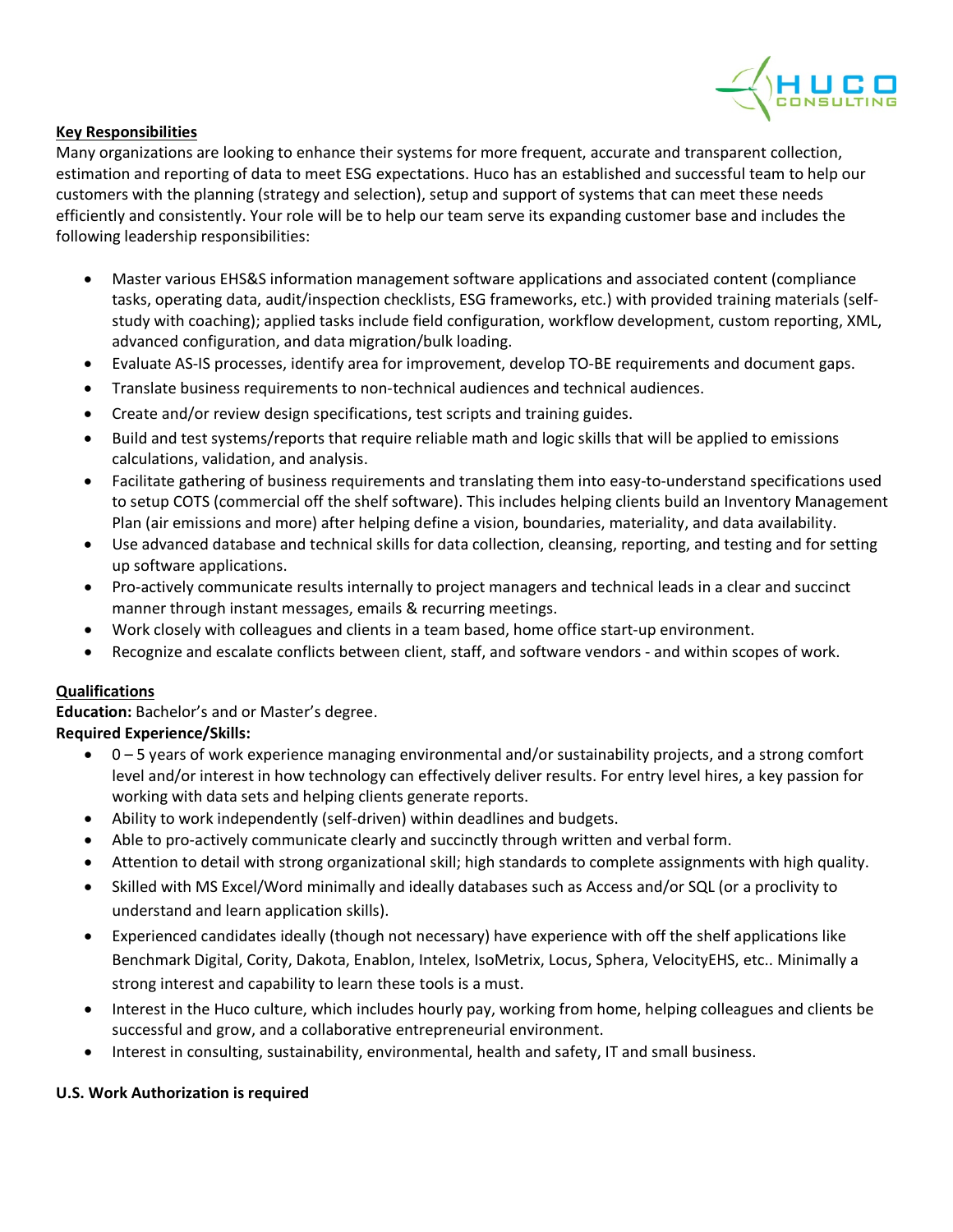**Key Responsibilities**

Many organizations are looking to enhance their systems for more frequent, accurate and transparent collection, estimation and reporting of data to meet ESG expectations. Huco has an established and successful team to help our customers with the planning (strategy and selection), setup and support of systems that can meet these needs efficiently and consistently. Your role will be to help our team serve its expanding customer base and includes the following leadership responsibilities:

- Master various EHS&S information management software applications and associated content (compliance tasks, operating data, audit/inspection checklists, ESG frameworks, etc.) with provided training materials (self-study with coaching); applied tasks include field configuration, workflow development, custom reporting, XML, advanced configuration, and data migration/bulk loading.
- Evaluate AS-IS processes, identify area for improvement, develop TO-BE requirements and document gaps.
- Translate business requirements to non-technical audiences and technical audiences.
- Create and/or review design specifications, test scripts and training guides.
- Build and test systems/reports that require reliable math and logic skills that will be applied to emissions calculations, validation, and analysis.
- Facilitate gathering of business requirements and translating them into easy-to-understand specifications used to setup COTS (commercial off the shelf software). This includes helping clients build an Inventory Management Plan (air emissions and more) after helping define a vision, boundaries, materiality, and data availability.
- Use advanced database and technical skills for data collection, cleansing, reporting, and testing and for setting up software applications.
- Pro-actively communicate results internally to project managers and technical leads in a clear and succinct manner through instant messages, emails & recurring meetings.
- Work closely with colleagues and clients in a team based, home office start-up environment.
- Recognize and escalate conflicts between client, staff, and software vendors - and within scopes of work.

**Qualifications**

**Education:** Bachelor's and or Master's degree.

**Required Experience/Skills:**

- 0 – 5 years of work experience managing environmental and/or sustainability projects, and a strong comfort level and/or interest in how technology can effectively deliver results. For entry level hires, a key passion for working with data sets and helping clients generate reports.
- Ability to work independently (self-driven) within deadlines and budgets.
- Able to pro-actively communicate clearly and succinctly through written and verbal form.
- Attention to detail with strong organizational skill; high standards to complete assignments with high quality.
- Skilled with MS Excel/Word minimally and ideally databases such as Access and/or SQL (or a proclivity to understand and learn application skills).
- Experienced candidates ideally (though not necessary) have experience with off the shelf applications like Benchmark Digital, Cority, Dakota, Enablon, Intelex, IsoMetrix, Locus, Sphera, VelocityEHS, etc.. Minimally a strong interest and capability to learn these tools is a must.
- Interest in the Huco culture, which includes hourly pay, working from home, helping colleagues and clients be successful and grow, and a collaborative entrepreneurial environment.
- Interest in consulting, sustainability, environmental, health and safety, IT and small business.

**U.S. Work Authorization is required**